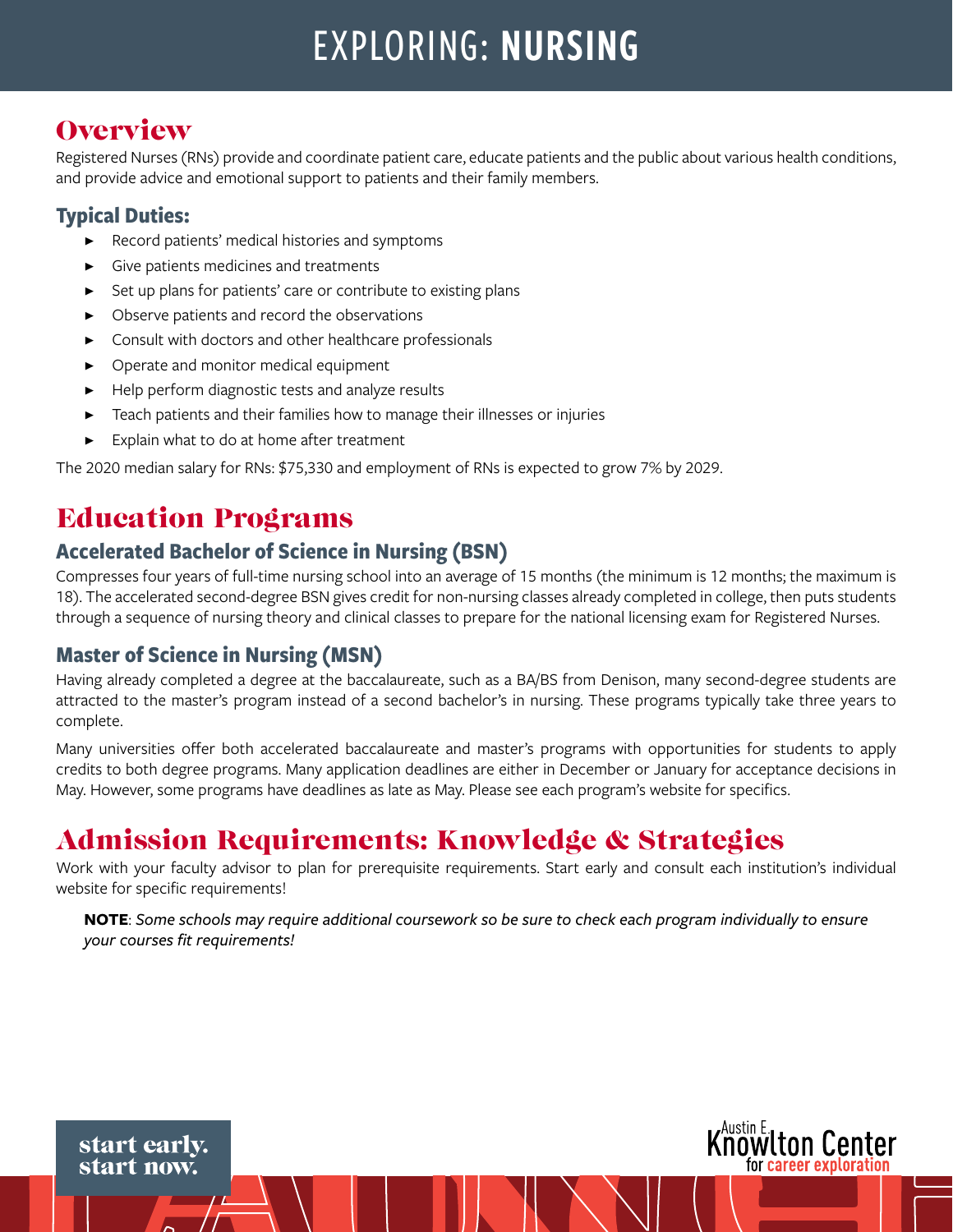# EXPLORING: **NURSING**

## Overview

Registered Nurses (RNs) provide and coordinate patient care, educate patients and the public about various health conditions, and provide advice and emotional support to patients and their family members.

### Typical Duties:

- Record patients' medical histories and symptoms
- Give patients medicines and treatments
- Set up plans for patients' care or contribute to existing plans
- Observe patients and record the observations
- Consult with doctors and other healthcare professionals
- Operate and monitor medical equipment
- Help perform diagnostic tests and analyze results
- Teach patients and their families how to manage their illnesses or injuries
- Explain what to do at home after treatment

The 2020 median salary for RNs: $75,330 and employment of RNs is expected to grow 7% by 2029.

## Education Programs

### Accelerated Bachelor of Science in Nursing (BSN)

Compresses four years of full-time nursing school into an average of 15 months (the minimum is 12 months; the maximum is 18). The accelerated second-degree BSN gives credit for non-nursing classes already completed in college, then puts students through a sequence of nursing theory and clinical classes to prepare for the national licensing exam for Registered Nurses.

### Master of Science in Nursing (MSN)

Having already completed a degree at the baccalaureate, such as a BA/BS from Denison, many second-degree students are attracted to the master's program instead of a second bachelor's in nursing. These programs typically take three years to complete.

Many universities offer both accelerated baccalaureate and master's programs with opportunities for students to apply credits to both degree programs. Many application deadlines are either in December or January for acceptance decisions in May. However, some programs have deadlines as late as May. Please see each program's website for specifics.

## Admission Requirements: Knowledge & Strategies

Work with your faculty advisor to plan for prerequisite requirements. Start early and consult each institution's individual website for specific requirements!

> **NOTE**: *Some schools may require additional coursework so be sure to check each program individually to ensure your courses fit requirements!*

start early.
start now.

Austin E. Knowlton Center for career exploration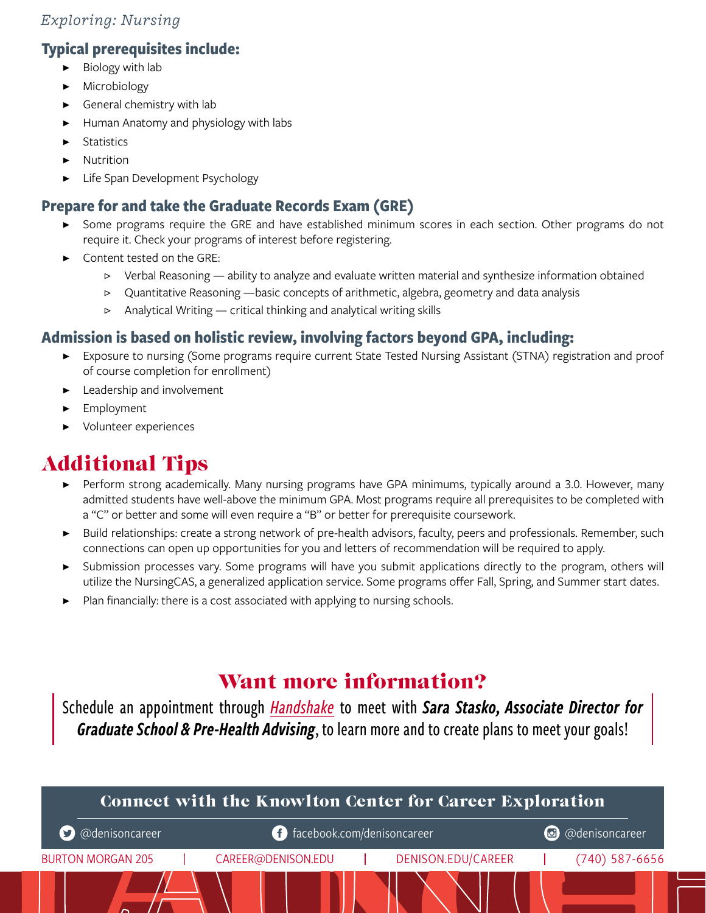*Exploring: Nursing*

### Typical prerequisites include:

- Biology with lab
- Microbiology
- General chemistry with lab
- Human Anatomy and physiology with labs
- Statistics
- Nutrition
- Life Span Development Psychology

### Prepare for and take the Graduate Records Exam (GRE)

- Some programs require the GRE and have established minimum scores in each section. Other programs do not require it. Check your programs of interest before registering.
- Content tested on the GRE:
  - Verbal Reasoning — ability to analyze and evaluate written material and synthesize information obtained
  - Quantitative Reasoning —basic concepts of arithmetic, algebra, geometry and data analysis
  - Analytical Writing — critical thinking and analytical writing skills

### Admission is based on holistic review, involving factors beyond GPA, including:

- Exposure to nursing (Some programs require current State Tested Nursing Assistant (STNA) registration and proof of course completion for enrollment)
- Leadership and involvement
- Employment
- Volunteer experiences

## Additional Tips

- Perform strong academically. Many nursing programs have GPA minimums, typically around a 3.0. However, many admitted students have well-above the minimum GPA. Most programs require all prerequisites to be completed with a "C" or better and some will even require a "B" or better for prerequisite coursework.
- Build relationships: create a strong network of pre-health advisors, faculty, peers and professionals. Remember, such connections can open up opportunities for you and letters of recommendation will be required to apply.
- Submission processes vary. Some programs will have you submit applications directly to the program, others will utilize the NursingCAS, a generalized application service. Some programs offer Fall, Spring, and Summer start dates.
- Plan financially: there is a cost associated with applying to nursing schools.

## Want more information?

Schedule an appointment through *Handshake* to meet with ***Sara Stasko, Associate Director for Graduate School & Pre-Health Advising***, to learn more and to create plans to meet your goals!

### Connect with the Knowlton Center for Career Exploration

@denisoncareer | facebook.com/denisoncareer | @denisoncareer

BURTON MORGAN 205 | CAREER@DENISON.EDU | DENISON.EDU/CAREER | (740) 587-6656